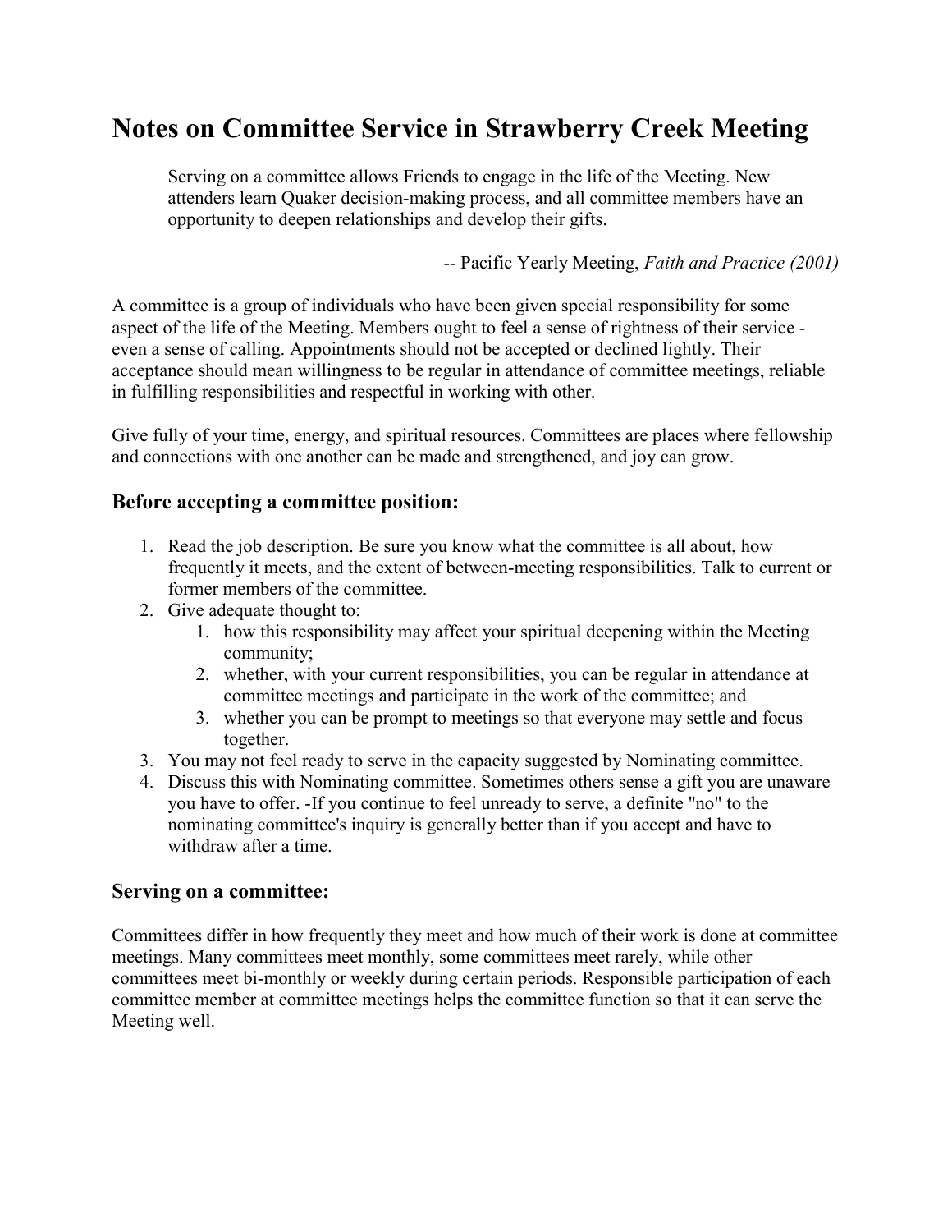# Notes on Committee Service in Strawberry Creek Meeting

> Serving on a committee allows Friends to engage in the life of the Meeting. New attenders learn Quaker decision-making process, and all committee members have an opportunity to deepen relationships and develop their gifts.
>
> -- Pacific Yearly Meeting, *Faith and Practice (2001)*

A committee is a group of individuals who have been given special responsibility for some aspect of the life of the Meeting. Members ought to feel a sense of rightness of their service - even a sense of calling. Appointments should not be accepted or declined lightly. Their acceptance should mean willingness to be regular in attendance of committee meetings, reliable in fulfilling responsibilities and respectful in working with other.

Give fully of your time, energy, and spiritual resources. Committees are places where fellowship and connections with one another can be made and strengthened, and joy can grow.

### Before accepting a committee position:

1. Read the job description. Be sure you know what the committee is all about, how frequently it meets, and the extent of between-meeting responsibilities. Talk to current or former members of the committee.
2. Give adequate thought to:
   1. how this responsibility may affect your spiritual deepening within the Meeting community;
   2. whether, with your current responsibilities, you can be regular in attendance at committee meetings and participate in the work of the committee; and
   3. whether you can be prompt to meetings so that everyone may settle and focus together.
3. You may not feel ready to serve in the capacity suggested by Nominating committee.
4. Discuss this with Nominating committee. Sometimes others sense a gift you are unaware you have to offer. -If you continue to feel unready to serve, a definite "no" to the nominating committee's inquiry is generally better than if you accept and have to withdraw after a time.

### Serving on a committee:

Committees differ in how frequently they meet and how much of their work is done at committee meetings. Many committees meet monthly, some committees meet rarely, while other committees meet bi-monthly or weekly during certain periods. Responsible participation of each committee member at committee meetings helps the committee function so that it can serve the Meeting well.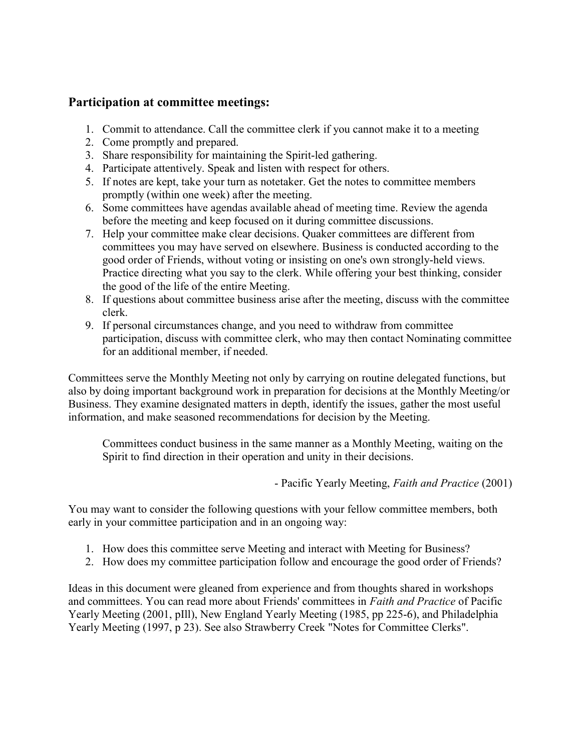## Participation at committee meetings:

1. Commit to attendance. Call the committee clerk if you cannot make it to a meeting
2. Come promptly and prepared.
3. Share responsibility for maintaining the Spirit-led gathering.
4. Participate attentively. Speak and listen with respect for others.
5. If notes are kept, take your turn as notetaker. Get the notes to committee members promptly (within one week) after the meeting.
6. Some committees have agendas available ahead of meeting time. Review the agenda before the meeting and keep focused on it during committee discussions.
7. Help your committee make clear decisions. Quaker committees are different from committees you may have served on elsewhere. Business is conducted according to the good order of Friends, without voting or insisting on one's own strongly-held views. Practice directing what you say to the clerk. While offering your best thinking, consider the good of the life of the entire Meeting.
8. If questions about committee business arise after the meeting, discuss with the committee clerk.
9. If personal circumstances change, and you need to withdraw from committee participation, discuss with committee clerk, who may then contact Nominating committee for an additional member, if needed.

Committees serve the Monthly Meeting not only by carrying on routine delegated functions, but also by doing important background work in preparation for decisions at the Monthly Meeting/or Business. They examine designated matters in depth, identify the issues, gather the most useful information, and make seasoned recommendations for decision by the Meeting.

> Committees conduct business in the same manner as a Monthly Meeting, waiting on the Spirit to find direction in their operation and unity in their decisions.
>
> - Pacific Yearly Meeting, *Faith and Practice* (2001)

You may want to consider the following questions with your fellow committee members, both early in your committee participation and in an ongoing way:

1. How does this committee serve Meeting and interact with Meeting for Business?
2. How does my committee participation follow and encourage the good order of Friends?

Ideas in this document were gleaned from experience and from thoughts shared in workshops and committees. You can read more about Friends' committees in *Faith and Practice* of Pacific Yearly Meeting (2001, pIll), New England Yearly Meeting (1985, pp 225-6), and Philadelphia Yearly Meeting (1997, p 23). See also Strawberry Creek "Notes for Committee Clerks".